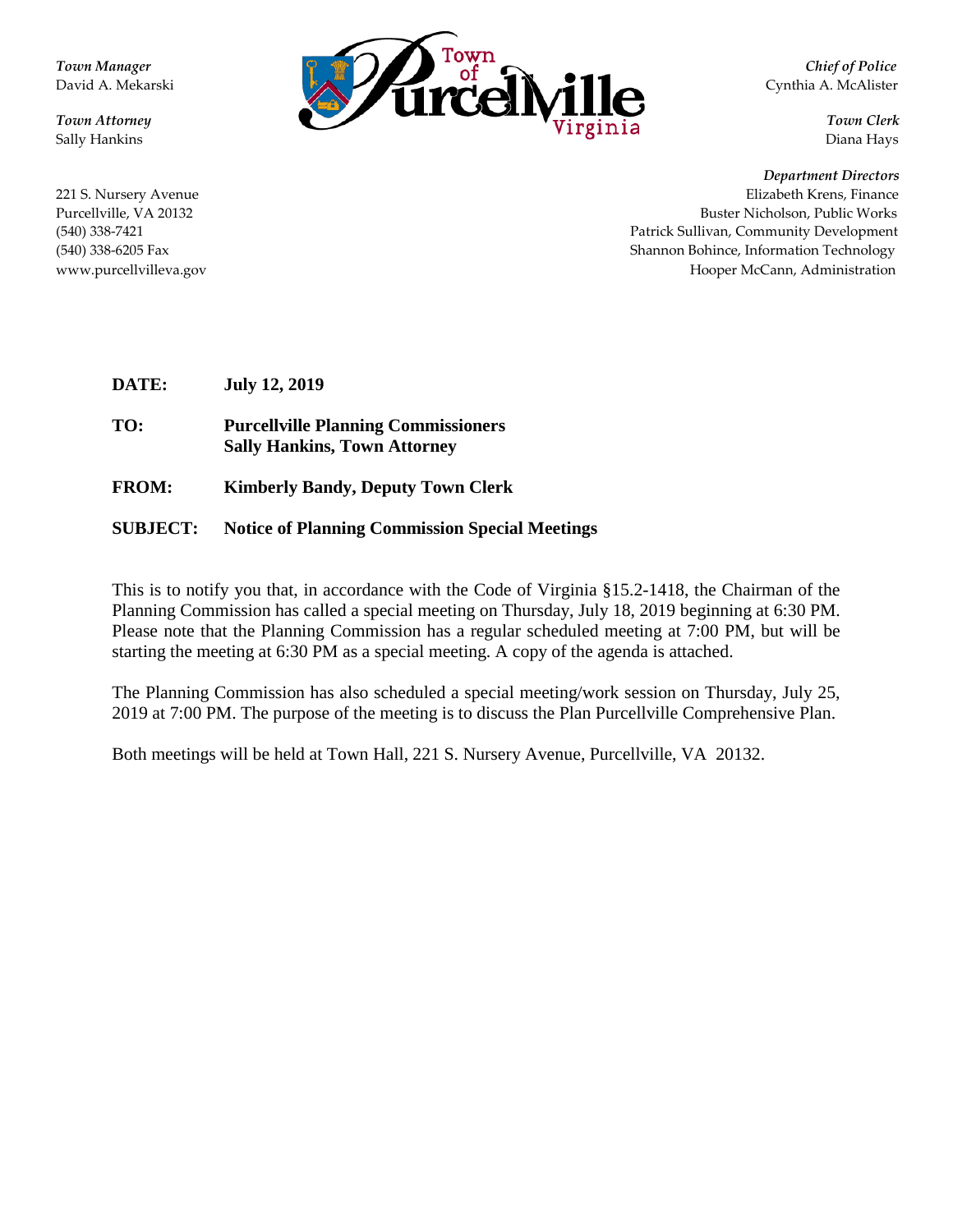*Town Manager*
David A. Mekarski

*Town Attorney*
Sally Hankins

221 S. Nursery Avenue
Purcellville, VA 20132
(540) 338-7421
(540) 338-6205 Fax
www.purcellvilleva.gov

Town of Purcellville Virginia

*Chief of Police*
Cynthia A. McAlister

*Town Clerk*
Diana Hays

*Department Directors*
Elizabeth Krens, Finance
Buster Nicholson, Public Works
Patrick Sullivan, Community Development
Shannon Bohince, Information Technology
Hooper McCann, Administration

**DATE:** **July 12, 2019**

**TO:** **Purcellville Planning Commissioners**
**Sally Hankins, Town Attorney**

**FROM:** **Kimberly Bandy, Deputy Town Clerk**

**SUBJECT:** **Notice of Planning Commission Special Meetings**

This is to notify you that, in accordance with the Code of Virginia §15.2-1418, the Chairman of the Planning Commission has called a special meeting on Thursday, July 18, 2019 beginning at 6:30 PM. Please note that the Planning Commission has a regular scheduled meeting at 7:00 PM, but will be starting the meeting at 6:30 PM as a special meeting. A copy of the agenda is attached.

The Planning Commission has also scheduled a special meeting/work session on Thursday, July 25, 2019 at 7:00 PM. The purpose of the meeting is to discuss the Plan Purcellville Comprehensive Plan.

Both meetings will be held at Town Hall, 221 S. Nursery Avenue, Purcellville, VA 20132.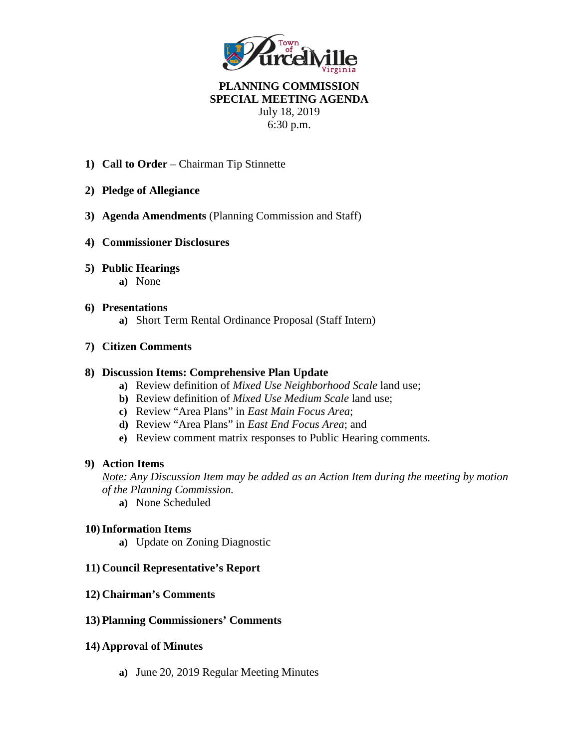**PLANNING COMMISSION**
**SPECIAL MEETING AGENDA**
July 18, 2019
6:30 p.m.

1) **Call to Order** – Chairman Tip Stinnette

2) **Pledge of Allegiance**

3) **Agenda Amendments** (Planning Commission and Staff)

4) **Commissioner Disclosures**

5) **Public Hearings**
   - **a)** None

6) **Presentations**
   - **a)** Short Term Rental Ordinance Proposal (Staff Intern)

7) **Citizen Comments**

8) **Discussion Items: Comprehensive Plan Update**
   - **a)** Review definition of *Mixed Use Neighborhood Scale* land use;
   - **b)** Review definition of *Mixed Use Medium Scale* land use;
   - **c)** Review "Area Plans" in *East Main Focus Area*;
   - **d)** Review "Area Plans" in *East End Focus Area*; and
   - **e)** Review comment matrix responses to Public Hearing comments.

9) **Action Items**

   *Note: Any Discussion Item may be added as an Action Item during the meeting by motion of the Planning Commission.*
   - **a)** None Scheduled

10) **Information Items**
   - **a)** Update on Zoning Diagnostic

11) **Council Representative's Report**

12) **Chairman's Comments**

13) **Planning Commissioners' Comments**

14) **Approval of Minutes**
   - **a)** June 20, 2019 Regular Meeting Minutes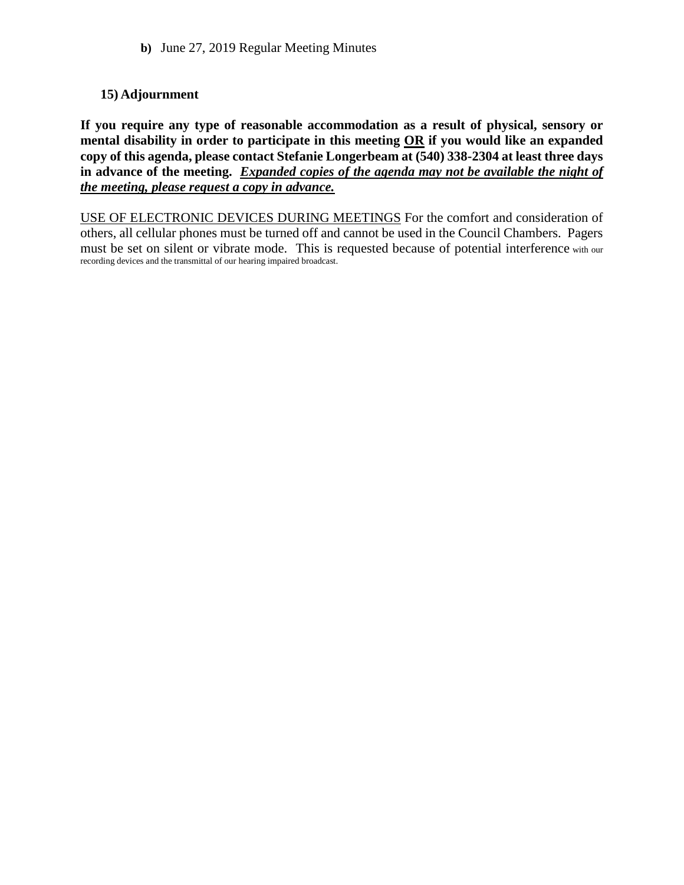**b)** June 27, 2019 Regular Meeting Minutes

**15) Adjournment**

**If you require any type of reasonable accommodation as a result of physical, sensory or mental disability in order to participate in this meeting OR if you would like an expanded copy of this agenda, please contact Stefanie Longerbeam at (540) 338-2304 at least three days in advance of the meeting.** ***Expanded copies of the agenda may not be available the night of the meeting, please request a copy in advance.***

USE OF ELECTRONIC DEVICES DURING MEETINGS For the comfort and consideration of others, all cellular phones must be turned off and cannot be used in the Council Chambers. Pagers must be set on silent or vibrate mode. This is requested because of potential interference with our recording devices and the transmittal of our hearing impaired broadcast.